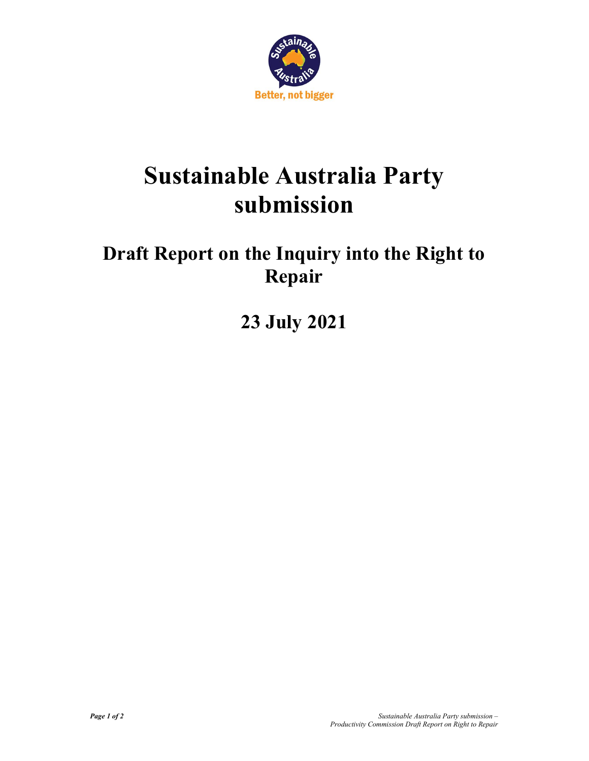# Sustainable Australia Party submission

## Draft Report on the Inquiry into the Right to Repair

## 23 July 2021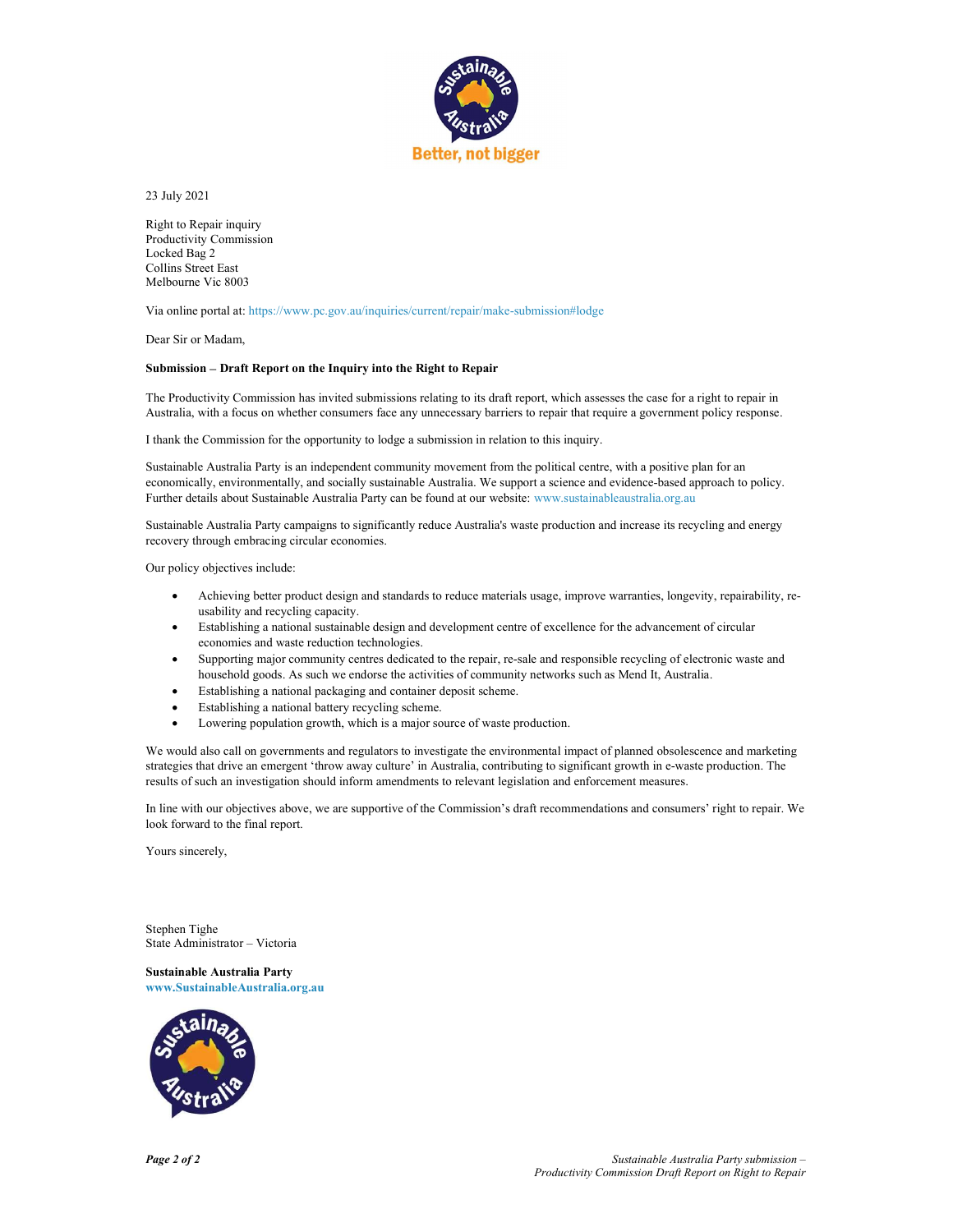Better, not bigger

23 July 2021

Right to Repair inquiry
Productivity Commission
Locked Bag 2
Collins Street East
Melbourne Vic 8003

Via online portal at: https://www.pc.gov.au/inquiries/current/repair/make-submission#lodge

Dear Sir or Madam,

**Submission – Draft Report on the Inquiry into the Right to Repair**

The Productivity Commission has invited submissions relating to its draft report, which assesses the case for a right to repair in Australia, with a focus on whether consumers face any unnecessary barriers to repair that require a government policy response.

I thank the Commission for the opportunity to lodge a submission in relation to this inquiry.

Sustainable Australia Party is an independent community movement from the political centre, with a positive plan for an economically, environmentally, and socially sustainable Australia. We support a science and evidence-based approach to policy. Further details about Sustainable Australia Party can be found at our website: www.sustainableaustralia.org.au

Sustainable Australia Party campaigns to significantly reduce Australia's waste production and increase its recycling and energy recovery through embracing circular economies.

Our policy objectives include:

- Achieving better product design and standards to reduce materials usage, improve warranties, longevity, repairability, re-usability and recycling capacity.
- Establishing a national sustainable design and development centre of excellence for the advancement of circular economies and waste reduction technologies.
- Supporting major community centres dedicated to the repair, re-sale and responsible recycling of electronic waste and household goods. As such we endorse the activities of community networks such as Mend It, Australia.
- Establishing a national packaging and container deposit scheme.
- Establishing a national battery recycling scheme.
- Lowering population growth, which is a major source of waste production.

We would also call on governments and regulators to investigate the environmental impact of planned obsolescence and marketing strategies that drive an emergent 'throw away culture' in Australia, contributing to significant growth in e-waste production. The results of such an investigation should inform amendments to relevant legislation and enforcement measures.

In line with our objectives above, we are supportive of the Commission's draft recommendations and consumers' right to repair. We look forward to the final report.

Yours sincerely,

Stephen Tighe
State Administrator – Victoria

**Sustainable Australia Party**
**www.SustainableAustralia.org.au**